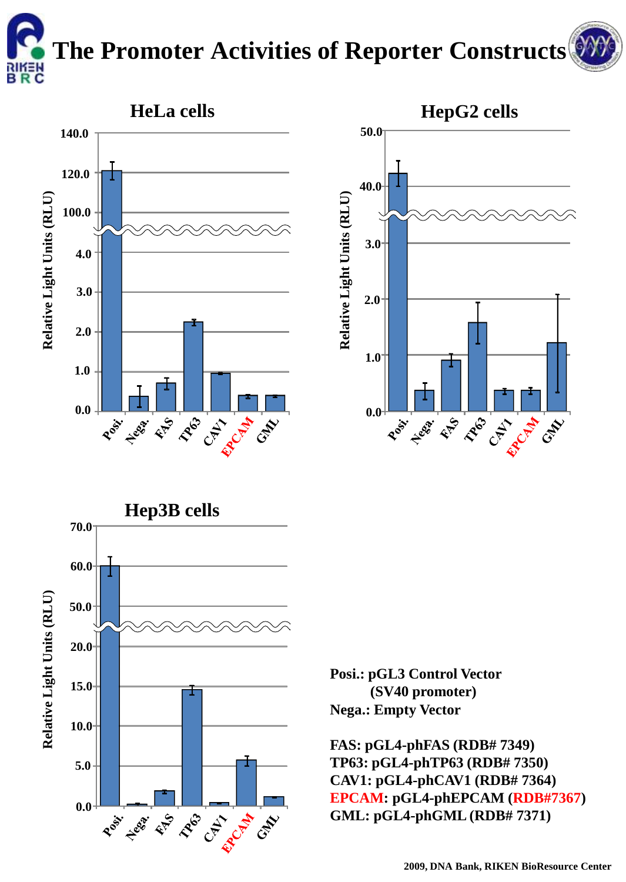# The Promoter Activities of Reporter Constructs

**HeLa cells**

Relative Light Units (RLU)

Posi., Nega., FAS, TP63, CAV1, EPCAM, GML

**HepG2 cells**

Relative Light Units (RLU)

Posi., Nega., FAS, TP63, CAV1, EPCAM, GML

**Hep3B cells**

Relative Light Units (RLU)

Posi., Nega., FAS, TP63, CAV1, EPCAM, GML

**Posi.: pGL3 Control Vector (SV40 promoter)**
**Nega.: Empty Vector**

**FAS: pGL4-phFAS (RDB# 7349)**
**TP63: pGL4-phTP63 (RDB# 7350)**
**CAV1: pGL4-phCAV1 (RDB# 7364)**
**EPCAM: pGL4-phEPCAM (RDB#7367)**
**GML: pGL4-phGML (RDB# 7371)**

2009, DNA Bank, RIKEN BioResource Center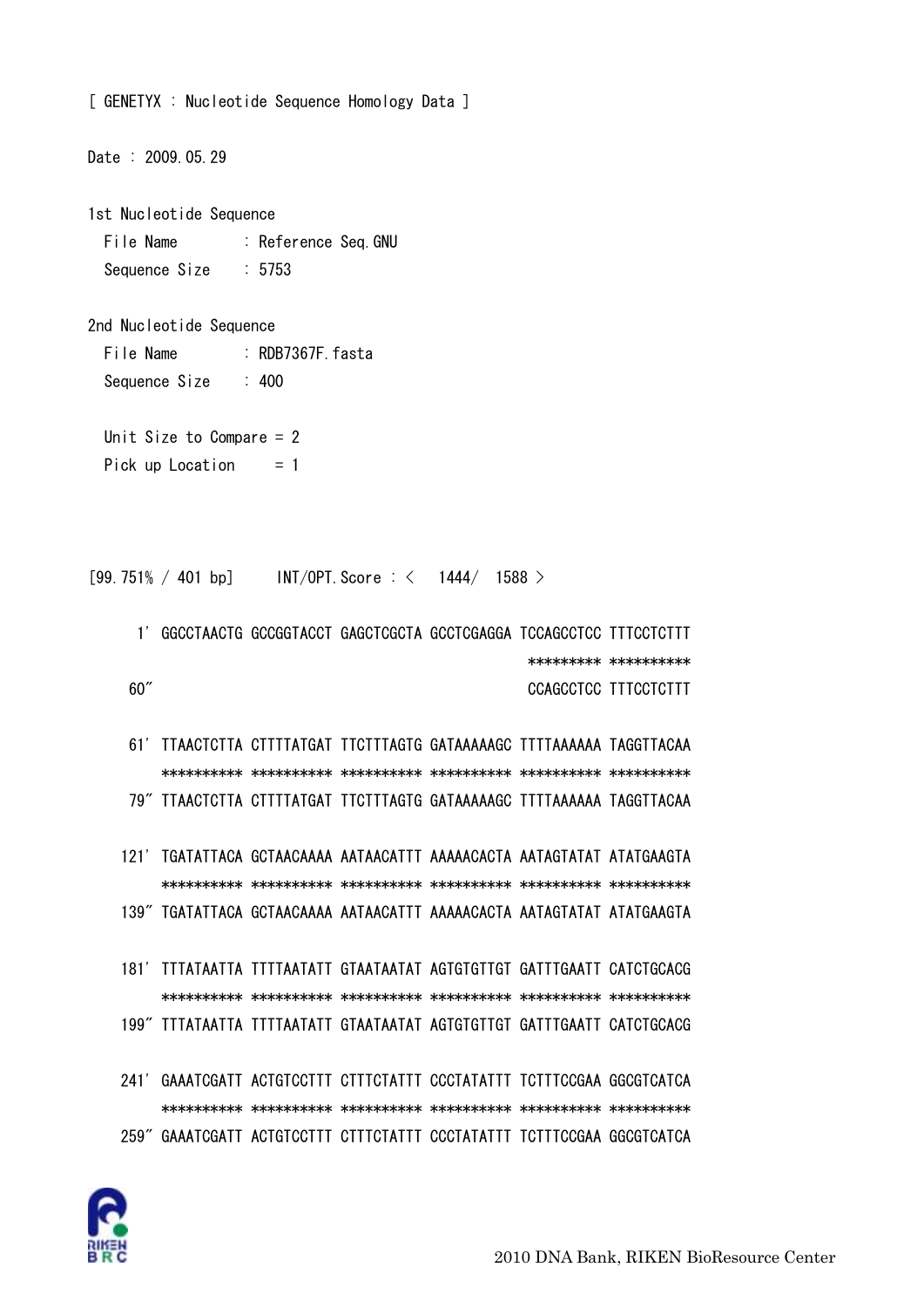[ GENETYX : Nucleotide Sequence Homology Data ]

Date : 2009.05.29

1st Nucleotide Sequence
  File Name : Reference Seq.GNU
  Sequence Size : 5753

2nd Nucleotide Sequence
  File Name : RDB7367F.fasta
  Sequence Size : 400

  Unit Size to Compare = 2
  Pick up Location = 1

```
[99.751% / 401 bp]     INT/OPT.Score : <   1444/  1588 >

     1' GGCCTAACTG GCCGGTACCT GAGCTCGCTA GCCTCGAGGA TCCAGCCTCC TTTCCTCTTT
                                                ********* **********
    60"                                         CCAGCCTCC TTTCCTCTTT

    61' TTAACTCTTA CTTTTATGAT TTCTTTAGTG GATAAAAAGC TTTTAAAAAA TAGGTTACAA
        ********** ********** ********** ********** ********** **********
    79" TTAACTCTTA CTTTTATGAT TTCTTTAGTG GATAAAAAGC TTTTAAAAAA TAGGTTACAA

   121' TGATATTACA GCTAACAAAA AATAACATTT AAAAACACTA AATAGTATAT ATATGAAGTA
        ********** ********** ********** ********** ********** **********
   139" TGATATTACA GCTAACAAAA AATAACATTT AAAAACACTA AATAGTATAT ATATGAAGTA

   181' TTTATAATTA TTTTAATATT GTAATAATAT AGTGTGTTGT GATTTGAATT CATCTGCACG
        ********** ********** ********** ********** ********** **********
   199" TTTATAATTA TTTTAATATT GTAATAATAT AGTGTGTTGT GATTTGAATT CATCTGCACG

   241' GAAATCGATT ACTGTCCTTT CTTTCTATTT CCCTATATTT TCTTTCCGAA GGCGTCATCA
        ********** ********** ********** ********** ********** **********
   259" GAAATCGATT ACTGTCCTTT CTTTCTATTT CCCTATATTT TCTTTCCGAA GGCGTCATCA
```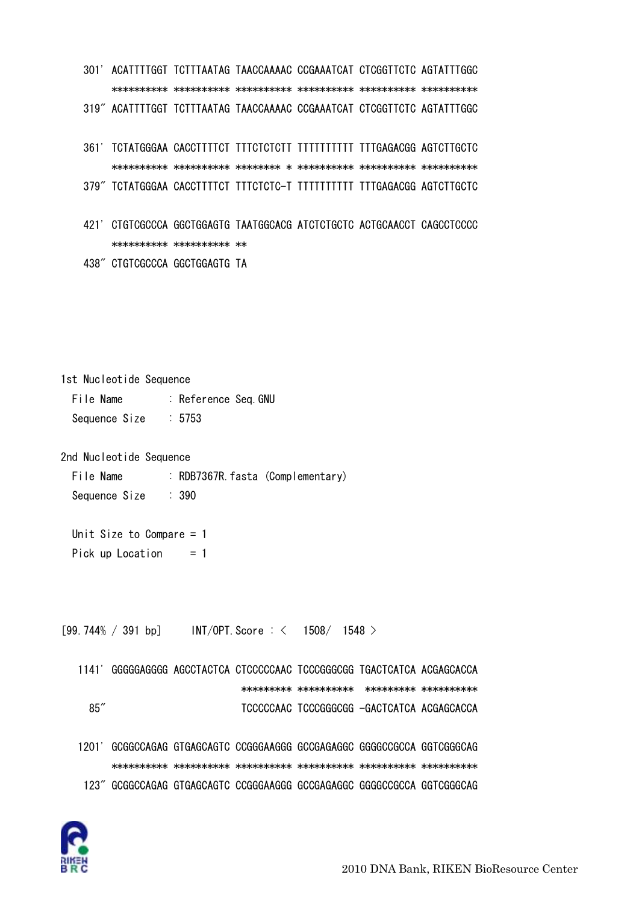```
301' ACATTTTGGT TCTTTAATAG TAACCAAAAC CCGAAATCAT CTCGGTTCTC AGTATTTGGC
     ********** ********** ********** ********** ********** **********
319" ACATTTTGGT TCTTTAATAG TAACCAAAAC CCGAAATCAT CTCGGTTCTC AGTATTTGGC

361' TCTATGGGAA CACCTTTTCT TTTCTCTCTT TTTTTTTTTT TTTGAGACGG AGTCTTGCTC
     ********** ********** ******** * ********** ********** **********
379" TCTATGGGAA CACCTTTTCT TTTCTCTC-T TTTTTTTTTT TTTGAGACGG AGTCTTGCTC

421' CTGTCGCCCA GGCTGGAGTG TAATGGCACG ATCTCTGCTC ACTGCAACCT CAGCCTCCCC
     ********** ********** **
438" CTGTCGCCCA GGCTGGAGTG TA
```

1st Nucleotide Sequence

File Name : Reference Seq.GNU

Sequence Size : 5753

2nd Nucleotide Sequence

File Name : RDB7367R.fasta (Complementary)

Sequence Size : 390

Unit Size to Compare = 1

Pick up Location = 1

```
[99.744% / 391 bp]     INT/OPT.Score : <  1508/  1548 >

1141' GGGGGAGGGG AGCCTACTCA CTCCCCCAAC TCCCGGGCGG TGACTCATCA ACGAGCACCA
                             ********* **********  ********* **********
  85"                        TCCCCCAAC TCCCGGGCGG -GACTCATCA ACGAGCACCA

1201' GCGGCCAGAG GTGAGCAGTC CCGGGAAGGG GCCGAGAGGC GGGGCCGCCA GGTCGGGCAG
      ********** ********** ********** ********** ********** **********
 123" GCGGCCAGAG GTGAGCAGTC CCGGGAAGGG GCCGAGAGGC GGGGCCGCCA GGTCGGGCAG
```

2010 DNA Bank, RIKEN BioResource Center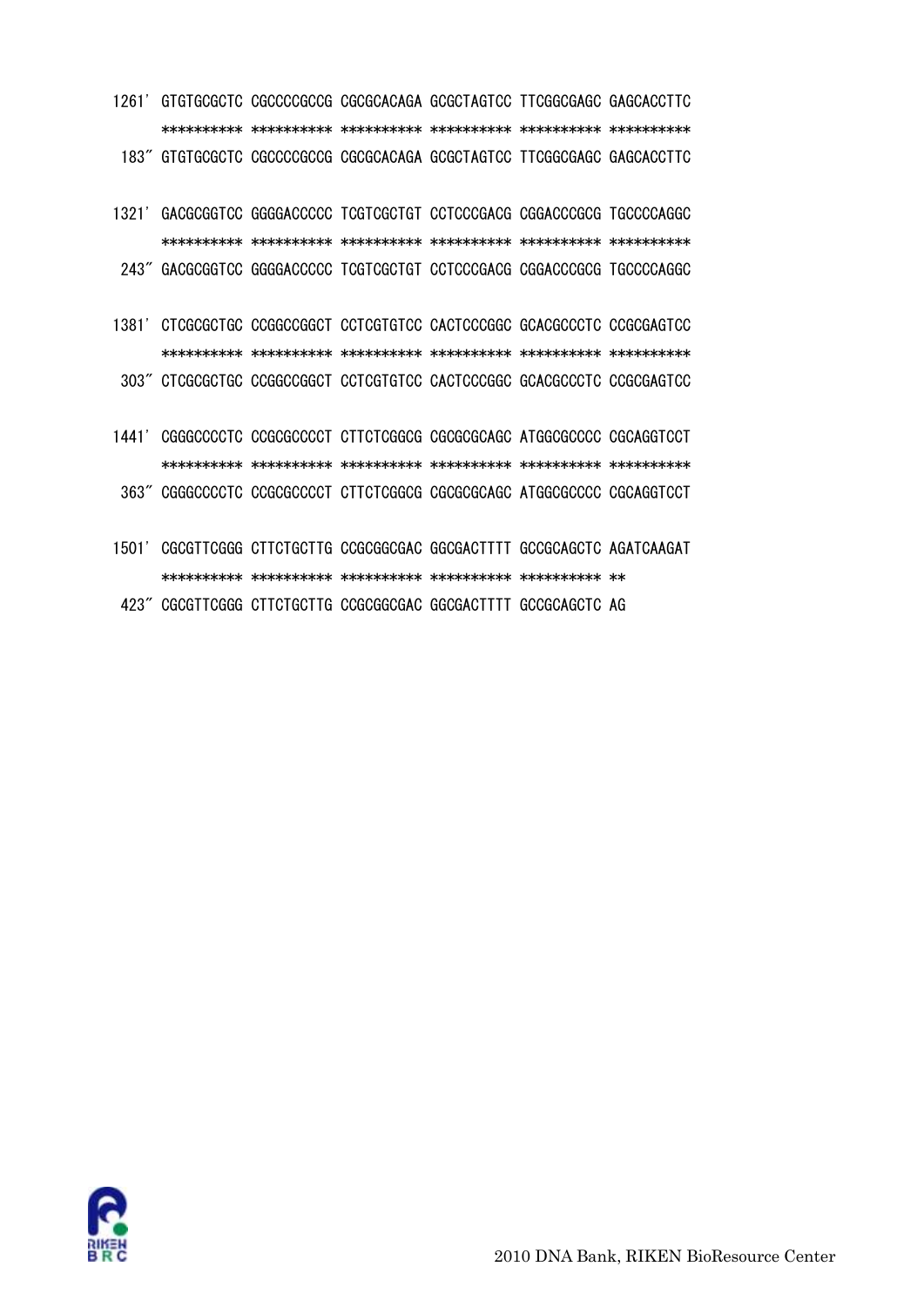```
1261' GTGTGCGCTC CGCCCCGCCG CGCGCACAGA GCGCTAGTCC TTCGGCGAGC GAGCACCTTC
      ********** ********** ********** ********** ********** **********
 183" GTGTGCGCTC CGCCCCGCCG CGCGCACAGA GCGCTAGTCC TTCGGCGAGC GAGCACCTTC

1321' GACGCGGTCC GGGGACCCCC TCGTCGCTGT CCTCCCGACG CGGACCCGCG TGCCCCAGGC
      ********** ********** ********** ********** ********** **********
 243" GACGCGGTCC GGGGACCCCC TCGTCGCTGT CCTCCCGACG CGGACCCGCG TGCCCCAGGC

1381' CTCGCGCTGC CCGGCCGGCT CCTCGTGTCC CACTCCCGGC GCACGCCCTC CCGCGAGTCC
      ********** ********** ********** ********** ********** **********
 303" CTCGCGCTGC CCGGCCGGCT CCTCGTGTCC CACTCCCGGC GCACGCCCTC CCGCGAGTCC

1441' CGGGCCCCTC CCGCGCCCCT CTTCTCGGCG CGCGCGCAGC ATGGCGCCCC CGCAGGTCCT
      ********** ********** ********** ********** ********** **********
 363" CGGGCCCCTC CCGCGCCCCT CTTCTCGGCG CGCGCGCAGC ATGGCGCCCC CGCAGGTCCT

1501' CGCGTTCGGG CTTCTGCTTG CCGCGGCGAC GGCGACTTTT GCCGCAGCTC AGATCAAGAT
      ********** ********** ********** ********** ********** **
 423" CGCGTTCGGG CTTCTGCTTG CCGCGGCGAC GGCGACTTTT GCCGCAGCTC AG
```

2010 DNA Bank, RIKEN BioResource Center